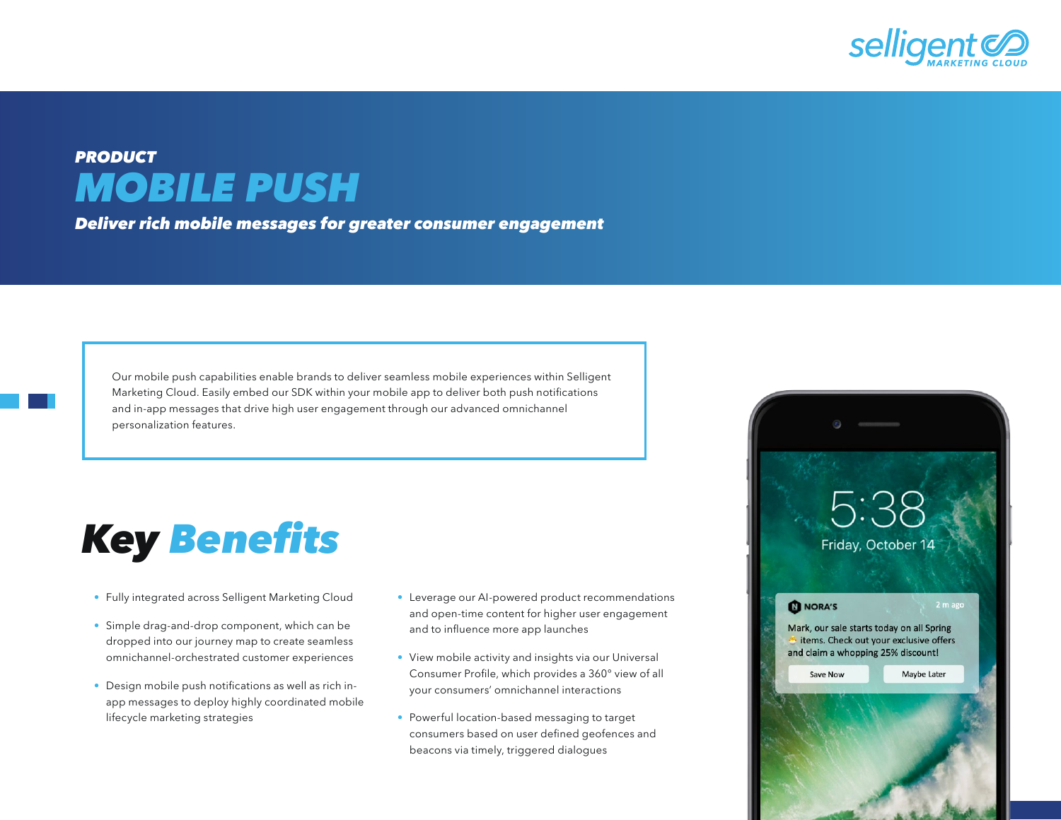PRODUCT

# MOBILE PUSH

***Deliver rich mobile messages for greater consumer engagement***

Our mobile push capabilities enable brands to deliver seamless mobile experiences within Selligent Marketing Cloud. Easily embed our SDK within your mobile app to deliver both push notifications and in-app messages that drive high user engagement through our advanced omnichannel personalization features.

## Key Benefits

- Fully integrated across Selligent Marketing Cloud
- Simple drag-and-drop component, which can be dropped into our journey map to create seamless omnichannel-orchestrated customer experiences
- Design mobile push notifications as well as rich in-app messages to deploy highly coordinated mobile lifecycle marketing strategies
- Leverage our AI-powered product recommendations and open-time content for higher user engagement and to influence more app launches
- View mobile activity and insights via our Universal Consumer Profile, which provides a 360° view of all your consumers' omnichannel interactions
- Powerful location-based messaging to target consumers based on user defined geofences and beacons via timely, triggered dialogues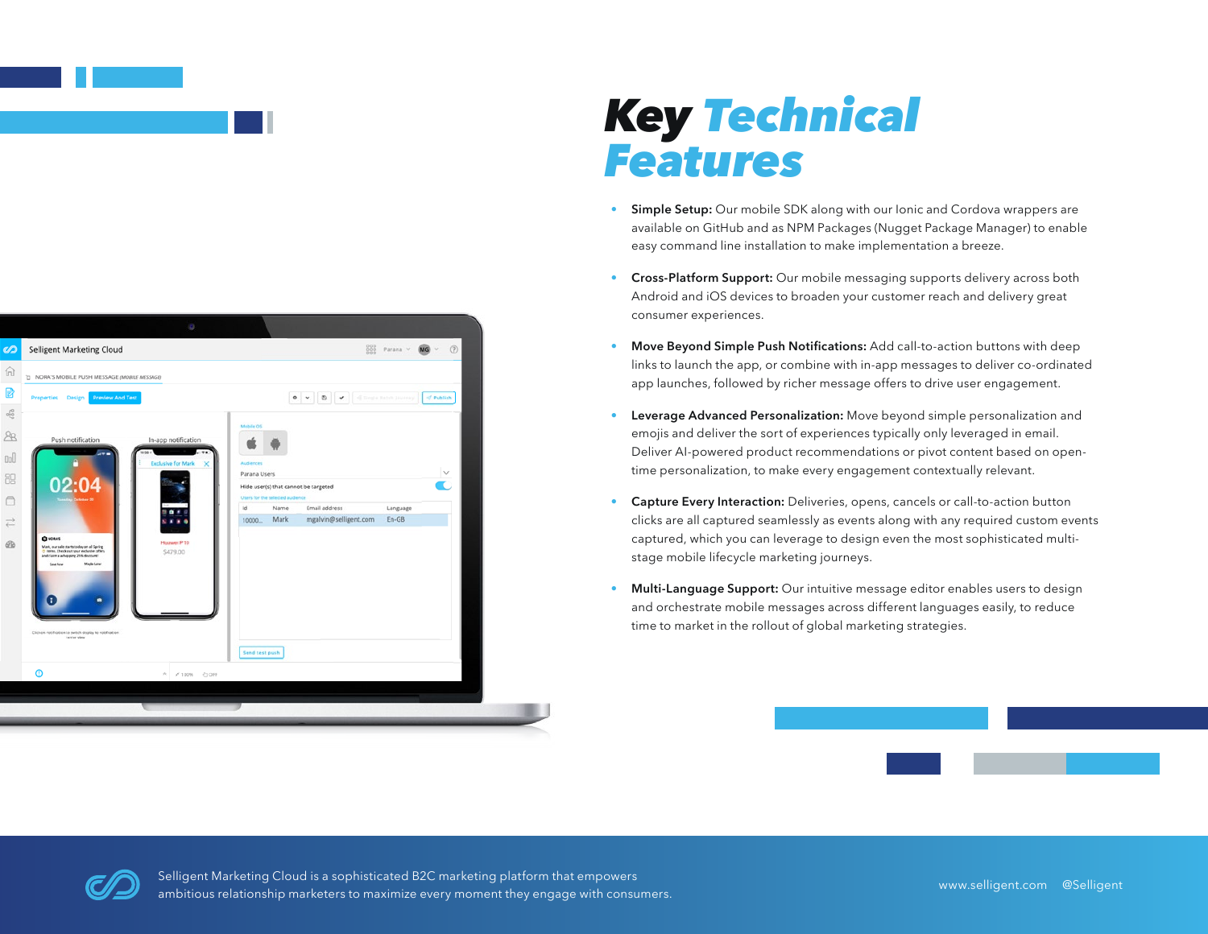# Key Technical Features

- **Simple Setup:** Our mobile SDK along with our Ionic and Cordova wrappers are available on GitHub and as NPM Packages (Nugget Package Manager) to enable easy command line installation to make implementation a breeze.
- **Cross-Platform Support:** Our mobile messaging supports delivery across both Android and iOS devices to broaden your customer reach and delivery great consumer experiences.
- **Move Beyond Simple Push Notifications:** Add call-to-action buttons with deep links to launch the app, or combine with in-app messages to deliver co-ordinated app launches, followed by richer message offers to drive user engagement.
- **Leverage Advanced Personalization:** Move beyond simple personalization and emojis and deliver the sort of experiences typically only leveraged in email. Deliver AI-powered product recommendations or pivot content based on open-time personalization, to make every engagement contextually relevant.
- **Capture Every Interaction:** Deliveries, opens, cancels or call-to-action button clicks are all captured seamlessly as events along with any required custom events captured, which you can leverage to design even the most sophisticated multi-stage mobile lifecycle marketing journeys.
- **Multi-Language Support:** Our intuitive message editor enables users to design and orchestrate mobile messages across different languages easily, to reduce time to market in the rollout of global marketing strategies.

Selligent Marketing Cloud is a sophisticated B2C marketing platform that empowers ambitious relationship marketers to maximize every moment they engage with consumers.

www.selligent.com @Selligent